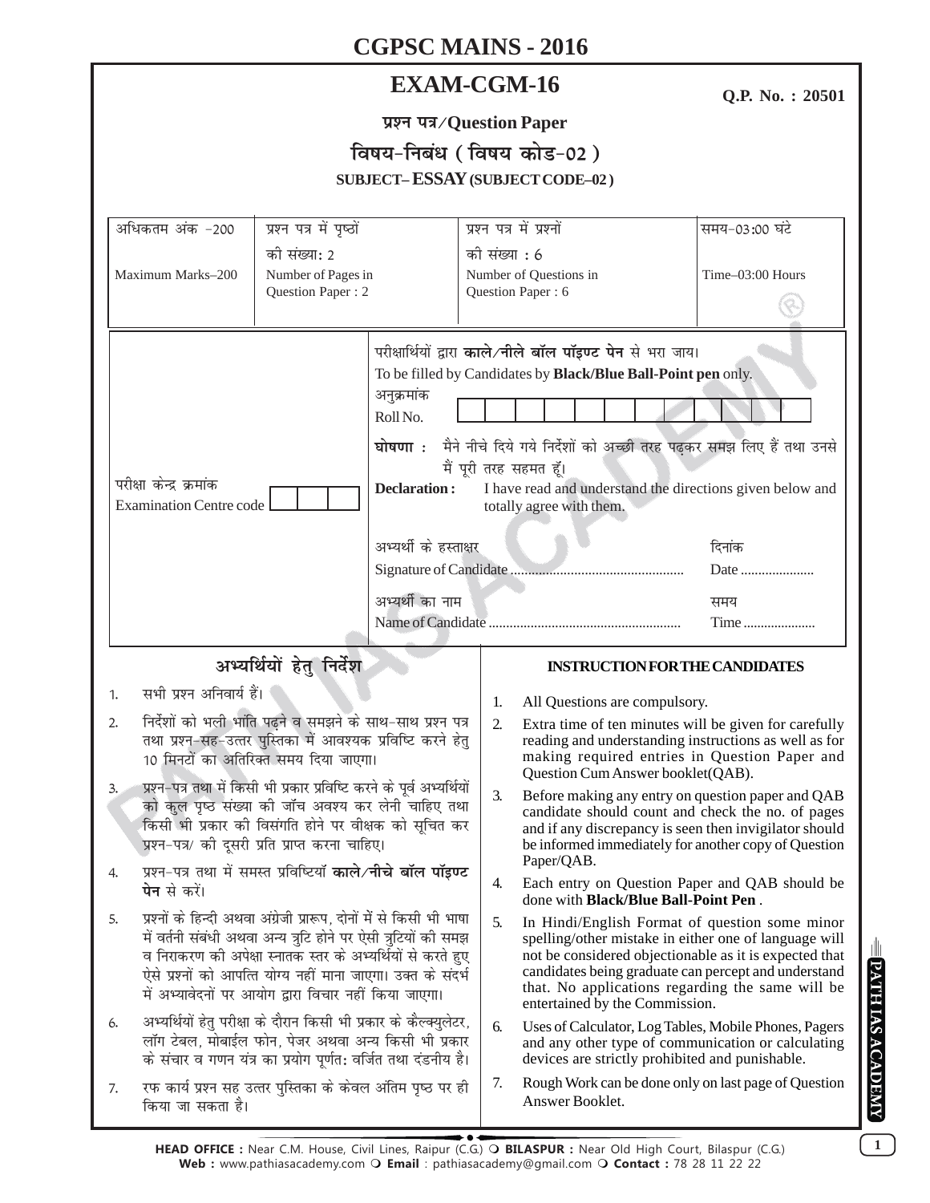# CGPSC MAINS - 2016

## EXAM-CGM-16

**Q.P. No. : 20501**

**प्रश्न पत्र/Question Paper**

**विषय-निबंध ( विषय कोड-02 )**

**SUBJECT– ESSAY (SUBJECT CODE–02 )**

| | | | |
|---|---|---|---|
| अधिकतम अंक -200<br>Maximum Marks–200 | प्रश्न पत्र में पृष्ठों की संख्या: 2<br>Number of Pages in Question Paper : 2 | प्रश्न पत्र में प्रश्नों की संख्या : 6<br>Number of Questions in Question Paper : 6 | समय-03:00 घंटे<br>Time–03:00 Hours |

परीक्षा केन्द्र क्रमांक
Examination Centre code

परीक्षार्थियों द्वारा **काले/नीले बॉल पॉइण्ट पेन** से भरा जाय।
To be filled by Candidates by **Black/Blue Ball-Point pen** only.

अनुक्रमांक
Roll No.

**घोषणा :** मैंने नीचे दिये गये निर्देशों को अच्छी तरह पढ़कर समझ लिए हैं तथा उनसे मैं पूरी तरह सहमत हूँ।

**Declaration :** I have read and understand the directions given below and totally agree with them.

अभ्यर्थी के हस्ताक्षर
Signature of Candidate ................................................ दिनांक Date ....................

अभ्यर्थी का नाम
Name of Candidate ...................................................... समय Time ....................

### अभ्यर्थियों हेतु निर्देश

1. सभी प्रश्न अनिवार्य हैं।
2. निर्देशों को भली भांति पढ़ने व समझने के साथ-साथ प्रश्न पत्र तथा प्रश्न-सह-उत्तर पुस्तिका में आवश्यक प्रविष्टि करने हेतु 10 मिनटों का अतिरिक्त समय दिया जाएगा।
3. प्रश्न-पत्र तथा में किसी भी प्रकार प्रविष्टि करने के पूर्व अभ्यर्थियों को कुल पृष्ठ संख्या की जाँच अवश्य कर लेनी चाहिए तथा किसी भी प्रकार की विसंगति होने पर वीक्षक को सूचित कर प्रश्न-पत्र/ की दूसरी प्रति प्राप्त करना चाहिए।
4. प्रश्न-पत्र तथा में समस्त प्रविष्टियाँ **काले/नीचे बॉल पॉइण्ट पेन** से करें।
5. प्रश्नों के हिन्दी अथवा अंग्रेजी प्रारूप, दोनों में से किसी भी भाषा में वर्तनी संबंधी अथवा अन्य त्रुटि होने पर ऐसी त्रुटियों की समझ व निराकरण की अपेक्षा स्नातक स्तर के अभ्यर्थियों से करते हुए ऐसे प्रश्नों को आपत्ति योग्य नहीं माना जाएगा। उक्त के संदर्भ में अभ्यावेदनों पर आयोग द्वारा विचार नहीं किया जाएगा।
6. अभ्यर्थियों हेतु परीक्षा के दौरान किसी भी प्रकार के कैल्क्युलेटर, लॉग टेबल, मोबाईल फोन, पेजर अथवा अन्य किसी भी प्रकार के संचार व गणन यंत्र का प्रयोग पूर्णतः वर्जित तथा दंडनीय है।
7. रफ कार्य प्रश्न सह उत्तर पुस्तिका के केवल अंतिम पृष्ठ पर ही किया जा सकता है।

### INSTRUCTION FOR THE CANDIDATES

1. All Questions are compulsory.
2. Extra time of ten minutes will be given for carefully reading and understanding instructions as well as for making required entries in Question Paper and Question Cum Answer booklet(QAB).
3. Before making any entry on question paper and QAB candidate should count and check the no. of pages and if any discrepancy is seen then invigilator should be informed immediately for another copy of Question Paper/QAB.
4. Each entry on Question Paper and QAB should be done with **Black/Blue Ball-Point Pen** .
5. In Hindi/English Format of question some minor spelling/other mistake in either one of language will not be considered objectionable as it is expected that candidates being graduate can percept and understand that. No applications regarding the same will be entertained by the Commission.
6. Uses of Calculator, Log Tables, Mobile Phones, Pagers and any other type of communication or calculating devices are strictly prohibited and punishable.
7. Rough Work can be done only on last page of Question Answer Booklet.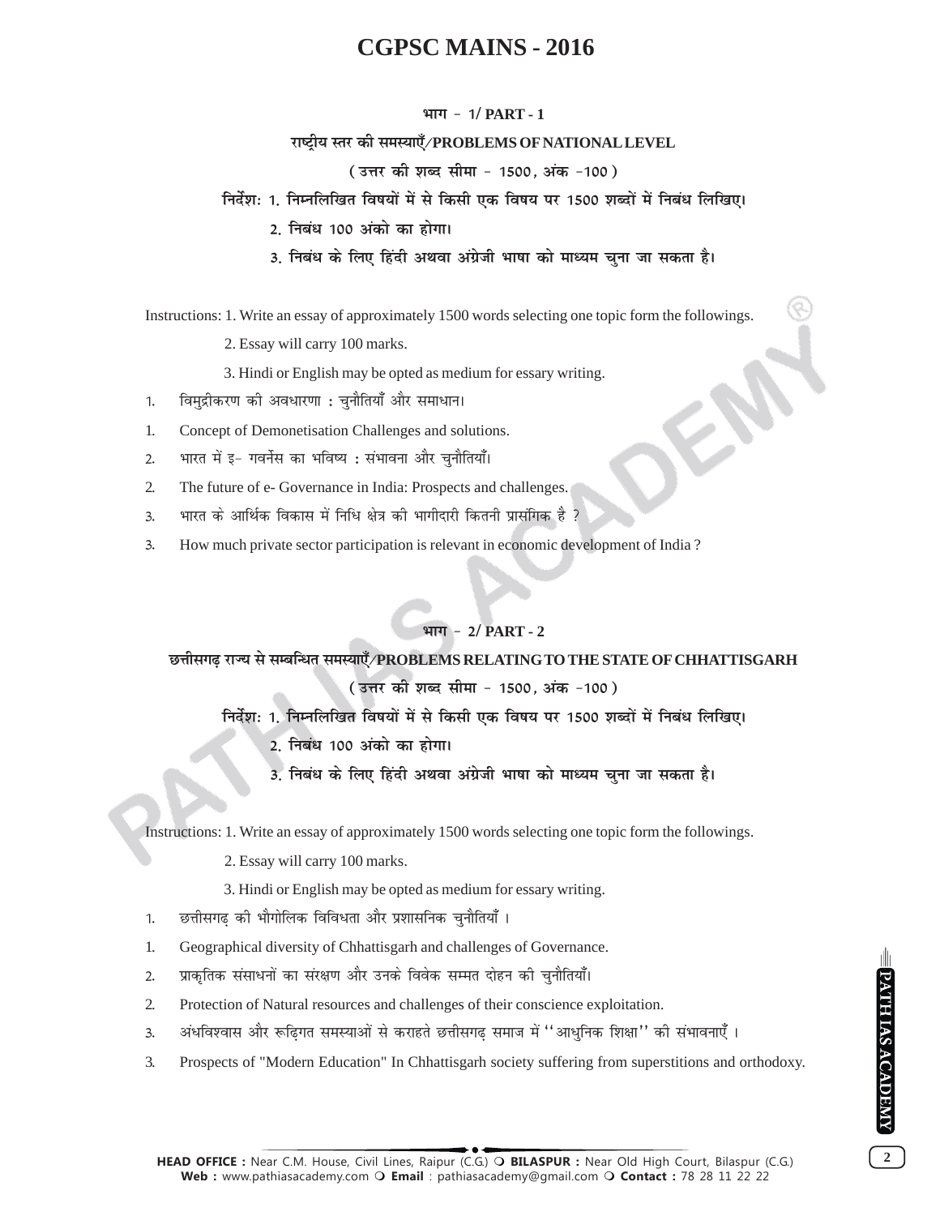# CGPSC MAINS - 2016

## भाग - 1/ PART - 1

### राष्ट्रीय स्तर की समस्याएँ/PROBLEMS OF NATIONAL LEVEL

**( उत्तर की शब्द सीमा - 1500, अंक -100 )**

**निर्देश: 1. निम्नलिखित विषयों में से किसी एक विषय पर 1500 शब्दों में निबंध लिखिए।**

**2. निबंध 100 अंको का होगा।**

**3. निबंध के लिए हिंदी अथवा अंग्रेजी भाषा को माध्यम चुना जा सकता है।**

Instructions: 1. Write an essay of approximately 1500 words selecting one topic form the followings.

2. Essay will carry 100 marks.

3. Hindi or English may be opted as medium for essay writing.

1. विमुद्रीकरण की अवधारणा : चुनौतियाँ और समाधान।
1. Concept of Demonetisation Challenges and solutions.
2. भारत में इ- गवर्नेस का भविष्य : संभावना और चुनौतियाँ।
2. The future of e- Governance in India: Prospects and challenges.
3. भारत के आर्थिक विकास में निधि क्षेत्र की भागीदारी कितनी प्रासंगिक है ?
3. How much private sector participation is relevant in economic development of India ?

## भाग - 2/ PART - 2

### छत्तीसगढ़ राज्य से सम्बन्धित समस्याएँ/PROBLEMS RELATING TO THE STATE OF CHHATTISGARH

**( उत्तर की शब्द सीमा - 1500, अंक -100 )**

**निर्देश: 1. निम्नलिखित विषयों में से किसी एक विषय पर 1500 शब्दों में निबंध लिखिए।**

**2. निबंध 100 अंको का होगा।**

**3. निबंध के लिए हिंदी अथवा अंग्रेजी भाषा को माध्यम चुना जा सकता है।**

Instructions: 1. Write an essay of approximately 1500 words selecting one topic form the followings.

2. Essay will carry 100 marks.

3. Hindi or English may be opted as medium for essay writing.

1. छत्तीसगढ़ की भौगोलिक विविधता और प्रशासनिक चुनौतियाँ ।
1. Geographical diversity of Chhattisgarh and challenges of Governance.
2. प्राकृतिक संसाधनों का संरक्षण और उनके विवेक सम्मत दोहन की चुनौतियाँ।
2. Protection of Natural resources and challenges of their conscience exploitation.
3. अंधविश्वास और रूढ़िगत समस्याओं से कराहते छत्तीसगढ़ समाज में ''आधुनिक शिक्षा'' की संभावनाएँ ।
3. Prospects of "Modern Education" In Chhattisgarh society suffering from superstitions and orthodoxy.